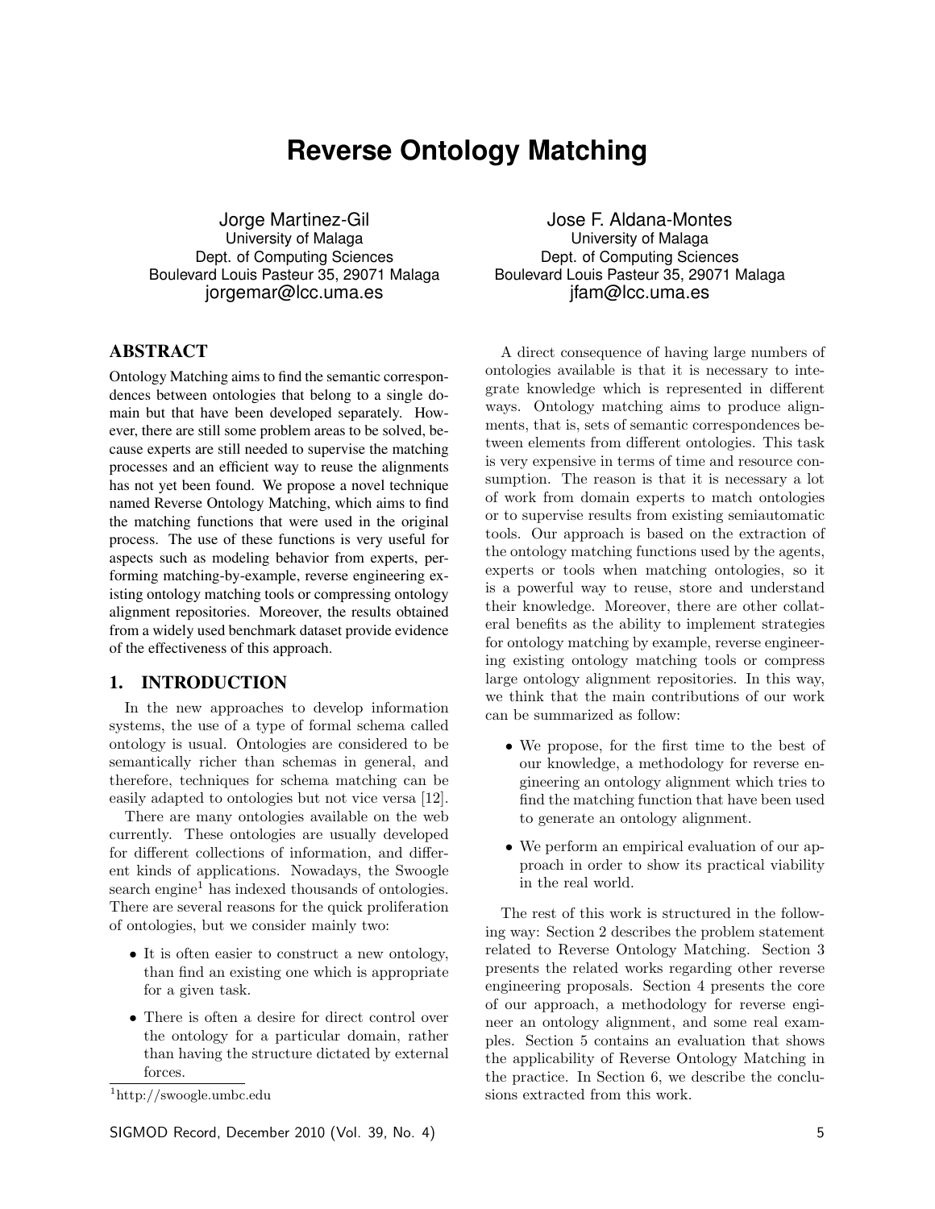# Reverse Ontology Matching

Jorge Martinez-Gil
University of Malaga
Dept. of Computing Sciences
Boulevard Louis Pasteur 35, 29071 Malaga
jorgemar@lcc.uma.es

Jose F. Aldana-Montes
University of Malaga
Dept. of Computing Sciences
Boulevard Louis Pasteur 35, 29071 Malaga
jfam@lcc.uma.es

## ABSTRACT

Ontology Matching aims to find the semantic correspondences between ontologies that belong to a single domain but that have been developed separately. However, there are still some problem areas to be solved, because experts are still needed to supervise the matching processes and an efficient way to reuse the alignments has not yet been found. We propose a novel technique named Reverse Ontology Matching, which aims to find the matching functions that were used in the original process. The use of these functions is very useful for aspects such as modeling behavior from experts, performing matching-by-example, reverse engineering existing ontology matching tools or compressing ontology alignment repositories. Moreover, the results obtained from a widely used benchmark dataset provide evidence of the effectiveness of this approach.

## 1. INTRODUCTION

In the new approaches to develop information systems, the use of a type of formal schema called ontology is usual. Ontologies are considered to be semantically richer than schemas in general, and therefore, techniques for schema matching can be easily adapted to ontologies but not vice versa [12].

There are many ontologies available on the web currently. These ontologies are usually developed for different collections of information, and different kinds of applications. Nowadays, the Swoogle search engine[1] has indexed thousands of ontologies. There are several reasons for the quick proliferation of ontologies, but we consider mainly two:

- It is often easier to construct a new ontology, than find an existing one which is appropriate for a given task.
- There is often a desire for direct control over the ontology for a particular domain, rather than having the structure dictated by external forces.

[1] http://swoogle.umbc.edu

A direct consequence of having large numbers of ontologies available is that it is necessary to integrate knowledge which is represented in different ways. Ontology matching aims to produce alignments, that is, sets of semantic correspondences between elements from different ontologies. This task is very expensive in terms of time and resource consumption. The reason is that it is necessary a lot of work from domain experts to match ontologies or to supervise results from existing semiautomatic tools. Our approach is based on the extraction of the ontology matching functions used by the agents, experts or tools when matching ontologies, so it is a powerful way to reuse, store and understand their knowledge. Moreover, there are other collateral benefits as the ability to implement strategies for ontology matching by example, reverse engineering existing ontology matching tools or compress large ontology alignment repositories. In this way, we think that the main contributions of our work can be summarized as follow:

- We propose, for the first time to the best of our knowledge, a methodology for reverse engineering an ontology alignment which tries to find the matching function that have been used to generate an ontology alignment.
- We perform an empirical evaluation of our approach in order to show its practical viability in the real world.

The rest of this work is structured in the following way: Section 2 describes the problem statement related to Reverse Ontology Matching. Section 3 presents the related works regarding other reverse engineering proposals. Section 4 presents the core of our approach, a methodology for reverse engineer an ontology alignment, and some real examples. Section 5 contains an evaluation that shows the applicability of Reverse Ontology Matching in the practice. In Section 6, we describe the conclusions extracted from this work.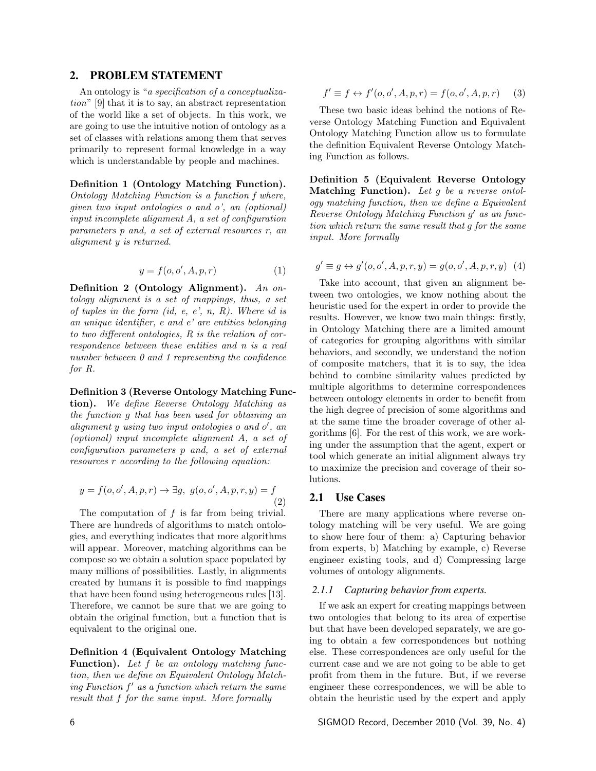## 2. PROBLEM STATEMENT

An ontology is "*a specification of a conceptualization*" [9] that it is to say, an abstract representation of the world like a set of objects. In this work, we are going to use the intuitive notion of ontology as a set of classes with relations among them that serves primarily to represent formal knowledge in a way which is understandable by people and machines.

**Definition 1 (Ontology Matching Function).** *Ontology Matching Function is a function f where, given two input ontologies o and o', an (optional) input incomplete alignment A, a set of configuration parameters p and, a set of external resources r, an alignment y is returned.*

$$y = f(o, o', A, p, r) \tag{1}$$

**Definition 2 (Ontology Alignment).** *An ontology alignment is a set of mappings, thus, a set of tuples in the form (id, e, e', n, R). Where id is an unique identifier, e and e' are entities belonging to two different ontologies, R is the relation of correspondence between these entities and n is a real number between 0 and 1 representing the confidence for R.*

**Definition 3 (Reverse Ontology Matching Function).** *We define Reverse Ontology Matching as the function g that has been used for obtaining an alignment y using two input ontologies o and $o'$, an (optional) input incomplete alignment A, a set of configuration parameters p and, a set of external resources r according to the following equation:*

$$y = f(o, o', A, p, r) \rightarrow \exists g,\ g(o, o', A, p, r, y) = f \tag{2}$$

The computation of $f$ is far from being trivial. There are hundreds of algorithms to match ontologies, and everything indicates that more algorithms will appear. Moreover, matching algorithms can be compose so we obtain a solution space populated by many millions of possibilities. Lastly, in alignments created by humans it is possible to find mappings that have been found using heterogeneous rules [13]. Therefore, we cannot be sure that we are going to obtain the original function, but a function that is equivalent to the original one.

**Definition 4 (Equivalent Ontology Matching Function).** *Let f be an ontology matching function, then we define an Equivalent Ontology Matching Function $f'$ as a function which return the same result that f for the same input. More formally*

$$f' \equiv f \leftrightarrow f'(o, o', A, p, r) = f(o, o', A, p, r) \tag{3}$$

These two basic ideas behind the notions of Reverse Ontology Matching Function and Equivalent Ontology Matching Function allow us to formulate the definition Equivalent Reverse Ontology Matching Function as follows.

**Definition 5 (Equivalent Reverse Ontology Matching Function).** *Let g be a reverse ontology matching function, then we define a Equivalent Reverse Ontology Matching Function $g'$ as an function which return the same result that g for the same input. More formally*

$$g' \equiv g \leftrightarrow g'(o, o', A, p, r, y) = g(o, o', A, p, r, y) \tag{4}$$

Take into account, that given an alignment between two ontologies, we know nothing about the heuristic used for the expert in order to provide the results. However, we know two main things: firstly, in Ontology Matching there are a limited amount of categories for grouping algorithms with similar behaviors, and secondly, we understand the notion of composite matchers, that it is to say, the idea behind to combine similarity values predicted by multiple algorithms to determine correspondences between ontology elements in order to benefit from the high degree of precision of some algorithms and at the same time the broader coverage of other algorithms [6]. For the rest of this work, we are working under the assumption that the agent, expert or tool which generate an initial alignment always try to maximize the precision and coverage of their solutions.

### 2.1 Use Cases

There are many applications where reverse ontology matching will be very useful. We are going to show here four of them: a) Capturing behavior from experts, b) Matching by example, c) Reverse engineer existing tools, and d) Compressing large volumes of ontology alignments.

#### 2.1.1 *Capturing behavior from experts.*

If we ask an expert for creating mappings between two ontologies that belong to its area of expertise but that have been developed separately, we are going to obtain a few correspondences but nothing else. These correspondences are only useful for the current case and we are not going to be able to get profit from them in the future. But, if we reverse engineer these correspondences, we will be able to obtain the heuristic used by the expert and apply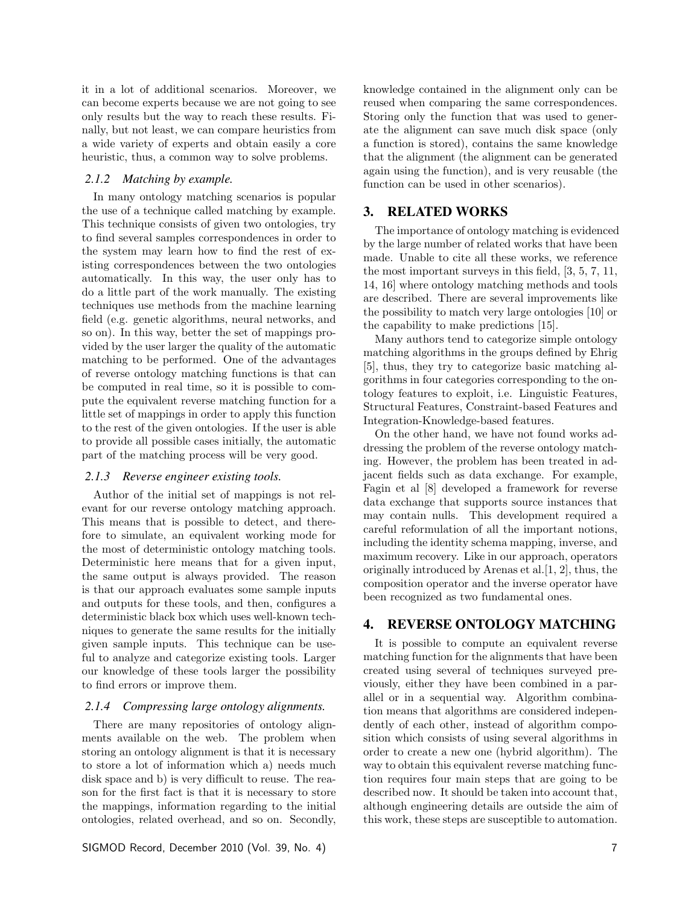it in a lot of additional scenarios. Moreover, we can become experts because we are not going to see only results but the way to reach these results. Finally, but not least, we can compare heuristics from a wide variety of experts and obtain easily a core heuristic, thus, a common way to solve problems.

#### 2.1.2 Matching by example.

In many ontology matching scenarios is popular the use of a technique called matching by example. This technique consists of given two ontologies, try to find several samples correspondences in order to the system may learn how to find the rest of existing correspondences between the two ontologies automatically. In this way, the user only has to do a little part of the work manually. The existing techniques use methods from the machine learning field (e.g. genetic algorithms, neural networks, and so on). In this way, better the set of mappings provided by the user larger the quality of the automatic matching to be performed. One of the advantages of reverse ontology matching functions is that can be computed in real time, so it is possible to compute the equivalent reverse matching function for a little set of mappings in order to apply this function to the rest of the given ontologies. If the user is able to provide all possible cases initially, the automatic part of the matching process will be very good.

#### 2.1.3 Reverse engineer existing tools.

Author of the initial set of mappings is not relevant for our reverse ontology matching approach. This means that is possible to detect, and therefore to simulate, an equivalent working mode for the most of deterministic ontology matching tools. Deterministic here means that for a given input, the same output is always provided. The reason is that our approach evaluates some sample inputs and outputs for these tools, and then, configures a deterministic black box which uses well-known techniques to generate the same results for the initially given sample inputs. This technique can be useful to analyze and categorize existing tools. Larger our knowledge of these tools larger the possibility to find errors or improve them.

#### 2.1.4 Compressing large ontology alignments.

There are many repositories of ontology alignments available on the web. The problem when storing an ontology alignment is that it is necessary to store a lot of information which a) needs much disk space and b) is very difficult to reuse. The reason for the first fact is that it is necessary to store the mappings, information regarding to the initial ontologies, related overhead, and so on. Secondly, knowledge contained in the alignment only can be reused when comparing the same correspondences. Storing only the function that was used to generate the alignment can save much disk space (only a function is stored), contains the same knowledge that the alignment (the alignment can be generated again using the function), and is very reusable (the function can be used in other scenarios).

## 3. RELATED WORKS

The importance of ontology matching is evidenced by the large number of related works that have been made. Unable to cite all these works, we reference the most important surveys in this field, [3, 5, 7, 11, 14, 16] where ontology matching methods and tools are described. There are several improvements like the possibility to match very large ontologies [10] or the capability to make predictions [15].

Many authors tend to categorize simple ontology matching algorithms in the groups defined by Ehrig [5], thus, they try to categorize basic matching algorithms in four categories corresponding to the ontology features to exploit, i.e. Linguistic Features, Structural Features, Constraint-based Features and Integration-Knowledge-based features.

On the other hand, we have not found works addressing the problem of the reverse ontology matching. However, the problem has been treated in adjacent fields such as data exchange. For example, Fagin et al [8] developed a framework for reverse data exchange that supports source instances that may contain nulls. This development required a careful reformulation of all the important notions, including the identity schema mapping, inverse, and maximum recovery. Like in our approach, operators originally introduced by Arenas et al.[1, 2], thus, the composition operator and the inverse operator have been recognized as two fundamental ones.

## 4. REVERSE ONTOLOGY MATCHING

It is possible to compute an equivalent reverse matching function for the alignments that have been created using several of techniques surveyed previously, either they have been combined in a parallel or in a sequential way. Algorithm combination means that algorithms are considered independently of each other, instead of algorithm composition which consists of using several algorithms in order to create a new one (hybrid algorithm). The way to obtain this equivalent reverse matching function requires four main steps that are going to be described now. It should be taken into account that, although engineering details are outside the aim of this work, these steps are susceptible to automation.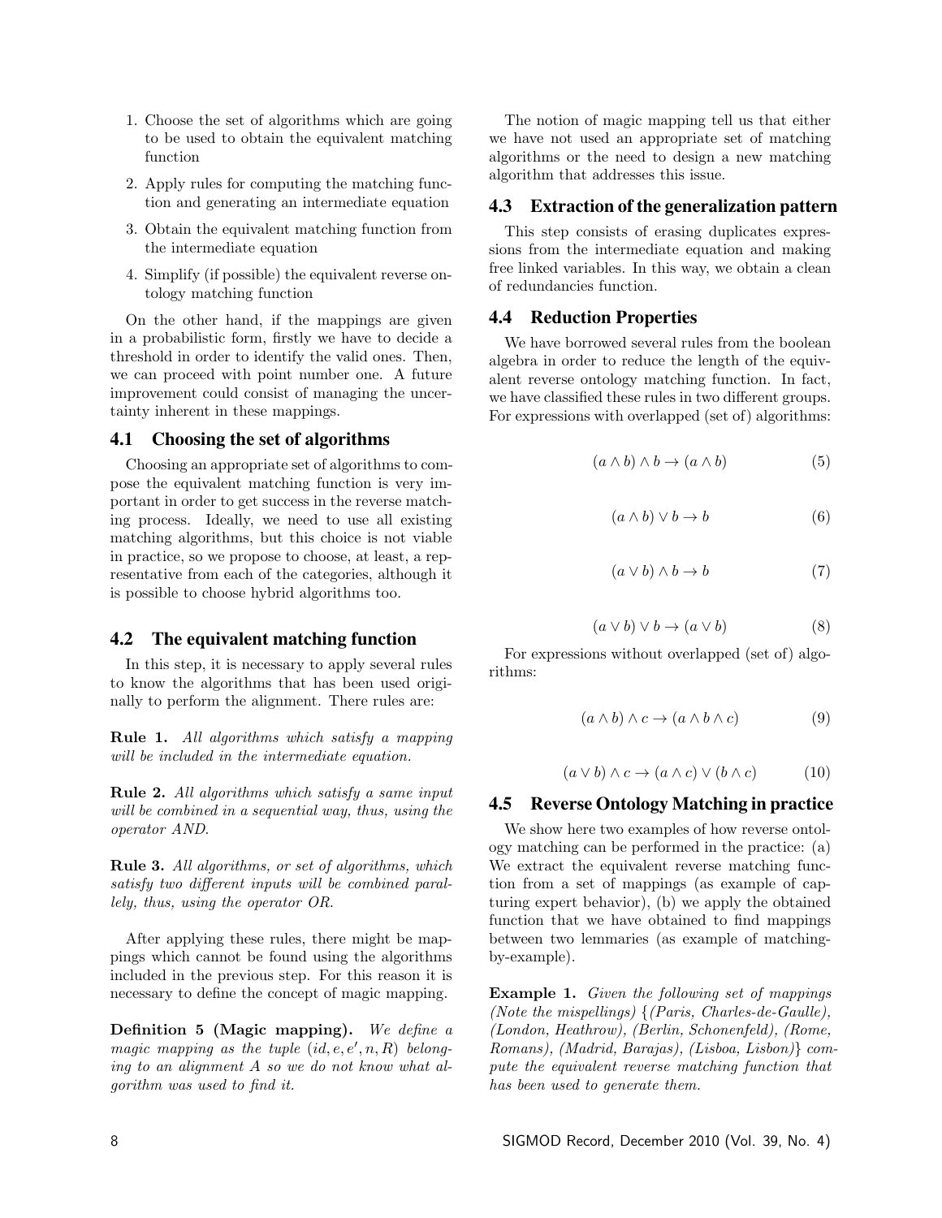1. Choose the set of algorithms which are going to be used to obtain the equivalent matching function
2. Apply rules for computing the matching function and generating an intermediate equation
3. Obtain the equivalent matching function from the intermediate equation
4. Simplify (if possible) the equivalent reverse ontology matching function

On the other hand, if the mappings are given in a probabilistic form, firstly we have to decide a threshold in order to identify the valid ones. Then, we can proceed with point number one. A future improvement could consist of managing the uncertainty inherent in these mappings.

### 4.1 Choosing the set of algorithms

Choosing an appropriate set of algorithms to compose the equivalent matching function is very important in order to get success in the reverse matching process. Ideally, we need to use all existing matching algorithms, but this choice is not viable in practice, so we propose to choose, at least, a representative from each of the categories, although it is possible to choose hybrid algorithms too.

### 4.2 The equivalent matching function

In this step, it is necessary to apply several rules to know the algorithms that has been used originally to perform the alignment. There rules are:

**Rule 1.** *All algorithms which satisfy a mapping will be included in the intermediate equation.*

**Rule 2.** *All algorithms which satisfy a same input will be combined in a sequential way, thus, using the operator AND.*

**Rule 3.** *All algorithms, or set of algorithms, which satisfy two different inputs will be combined parallely, thus, using the operator OR.*

After applying these rules, there might be mappings which cannot be found using the algorithms included in the previous step. For this reason it is necessary to define the concept of magic mapping.

**Definition 5 (Magic mapping).** *We define a magic mapping as the tuple $(id, e, e', n, R)$ belonging to an alignment A so we do not know what algorithm was used to find it.*

The notion of magic mapping tell us that either we have not used an appropriate set of matching algorithms or the need to design a new matching algorithm that addresses this issue.

### 4.3 Extraction of the generalization pattern

This step consists of erasing duplicates expressions from the intermediate equation and making free linked variables. In this way, we obtain a clean of redundancies function.

### 4.4 Reduction Properties

We have borrowed several rules from the boolean algebra in order to reduce the length of the equivalent reverse ontology matching function. In fact, we have classified these rules in two different groups. For expressions with overlapped (set of) algorithms:

$$(a \wedge b) \wedge b \rightarrow (a \wedge b) \tag{5}$$

$$(a \wedge b) \vee b \rightarrow b \tag{6}$$

$$(a \vee b) \wedge b \rightarrow b \tag{7}$$

$$(a \vee b) \vee b \rightarrow (a \vee b) \tag{8}$$

For expressions without overlapped (set of) algorithms:

$$(a \wedge b) \wedge c \rightarrow (a \wedge b \wedge c) \tag{9}$$

$$(a \vee b) \wedge c \rightarrow (a \wedge c) \vee (b \wedge c) \tag{10}$$

### 4.5 Reverse Ontology Matching in practice

We show here two examples of how reverse ontology matching can be performed in the practice: (a) We extract the equivalent reverse matching function from a set of mappings (as example of capturing expert behavior), (b) we apply the obtained function that we have obtained to find mappings between two lemmaries (as example of matching-by-example).

**Example 1.** *Given the following set of mappings (Note the mispellings) {(Paris, Charles-de-Gaulle), (London, Heathrow), (Berlin, Schonenfeld), (Rome, Romans), (Madrid, Barajas), (Lisboa, Lisbon)} compute the equivalent reverse matching function that has been used to generate them.*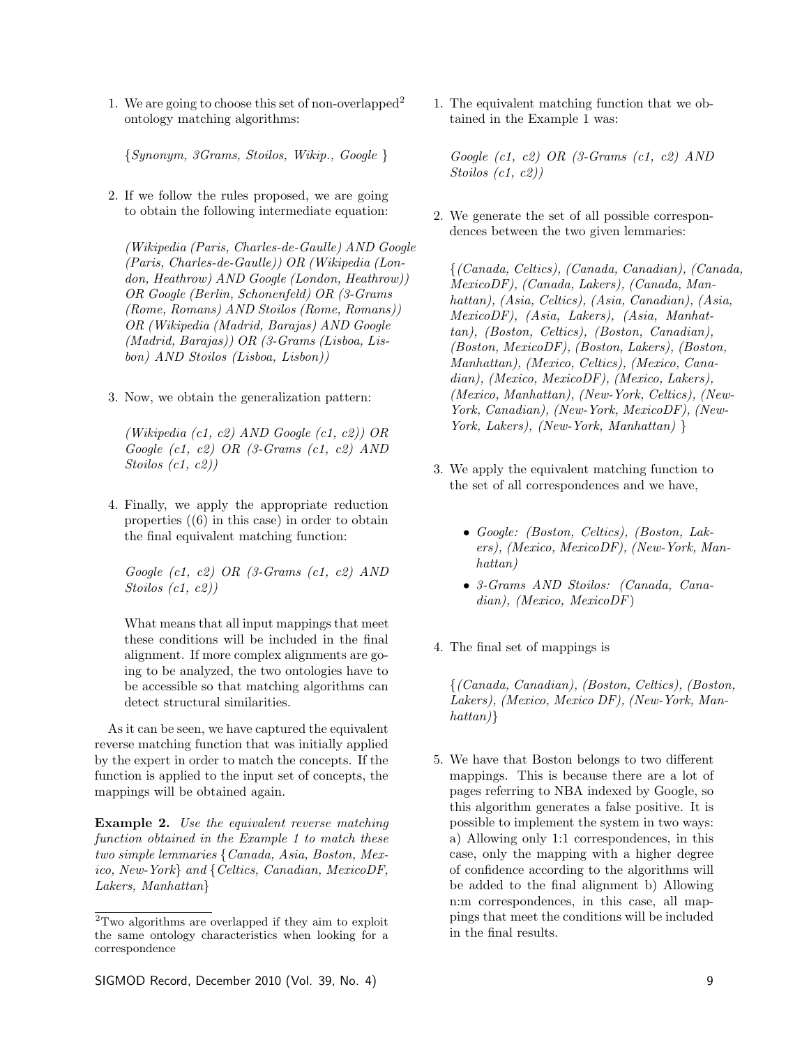1. We are going to choose this set of non-overlapped[2] ontology matching algorithms:

   *{Synonym, 3Grams, Stoilos, Wikip., Google }*

2. If we follow the rules proposed, we are going to obtain the following intermediate equation:

   *(Wikipedia (Paris, Charles-de-Gaulle) AND Google (Paris, Charles-de-Gaulle)) OR (Wikipedia (London, Heathrow) AND Google (London, Heathrow)) OR Google (Berlin, Schonenfeld) OR (3-Grams (Rome, Romans) AND Stoilos (Rome, Romans)) OR (Wikipedia (Madrid, Barajas) AND Google (Madrid, Barajas)) OR (3-Grams (Lisboa, Lisbon) AND Stoilos (Lisboa, Lisbon))*

3. Now, we obtain the generalization pattern:

   *(Wikipedia (c1, c2) AND Google (c1, c2)) OR Google (c1, c2) OR (3-Grams (c1, c2) AND Stoilos (c1, c2))*

4. Finally, we apply the appropriate reduction properties ((6) in this case) in order to obtain the final equivalent matching function:

   *Google (c1, c2) OR (3-Grams (c1, c2) AND Stoilos (c1, c2))*

   What means that all input mappings that meet these conditions will be included in the final alignment. If more complex alignments are going to be analyzed, the two ontologies have to be accessible so that matching algorithms can detect structural similarities.

As it can be seen, we have captured the equivalent reverse matching function that was initially applied by the expert in order to match the concepts. If the function is applied to the input set of concepts, the mappings will be obtained again.

**Example 2.** *Use the equivalent reverse matching function obtained in the Example 1 to match these two simple lemmaries {Canada, Asia, Boston, Mexico, New-York} and {Celtics, Canadian, MexicoDF, Lakers, Manhattan}*

1. The equivalent matching function that we obtained in the Example 1 was:

   *Google (c1, c2) OR (3-Grams (c1, c2) AND Stoilos (c1, c2))*

2. We generate the set of all possible correspondences between the two given lemmaries:

   *{(Canada, Celtics), (Canada, Canadian), (Canada, MexicoDF), (Canada, Lakers), (Canada, Manhattan), (Asia, Celtics), (Asia, Canadian), (Asia, MexicoDF), (Asia, Lakers), (Asia, Manhattan), (Boston, Celtics), (Boston, Canadian), (Boston, MexicoDF), (Boston, Lakers), (Boston, Manhattan), (Mexico, Celtics), (Mexico, Canadian), (Mexico, MexicoDF), (Mexico, Lakers), (Mexico, Manhattan), (New-York, Celtics), (New-York, Canadian), (New-York, MexicoDF), (New-York, Lakers), (New-York, Manhattan) }*

3. We apply the equivalent matching function to the set of all correspondences and we have,

   - *Google: (Boston, Celtics), (Boston, Lakers), (Mexico, MexicoDF), (New-York, Manhattan)*
   - *3-Grams AND Stoilos: (Canada, Canadian), (Mexico, MexicoDF)*

4. The final set of mappings is

   *{(Canada, Canadian), (Boston, Celtics), (Boston, Lakers), (Mexico, Mexico DF), (New-York, Manhattan)}*

5. We have that Boston belongs to two different mappings. This is because there are a lot of pages referring to NBA indexed by Google, so this algorithm generates a false positive. It is possible to implement the system in two ways: a) Allowing only 1:1 correspondences, in this case, only the mapping with a higher degree of confidence according to the algorithms will be added to the final alignment b) Allowing n:m correspondences, in this case, all mappings that meet the conditions will be included in the final results.

[2] Two algorithms are overlapped if they aim to exploit the same ontology characteristics when looking for a correspondence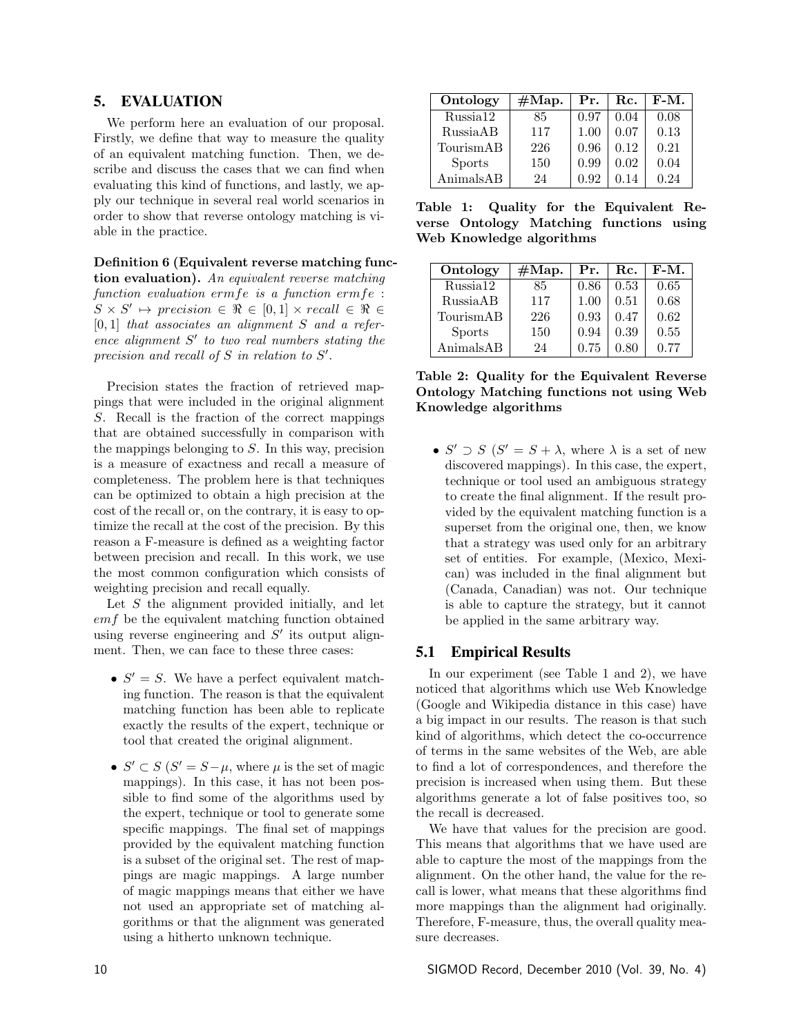## 5. EVALUATION

We perform here an evaluation of our proposal. Firstly, we define that way to measure the quality of an equivalent matching function. Then, we describe and discuss the cases that we can find when evaluating this kind of functions, and lastly, we apply our technique in several real world scenarios in order to show that reverse ontology matching is viable in the practice.

**Definition 6 (Equivalent reverse matching function evaluation).** *An equivalent reverse matching function evaluation $ermfe$ is a function $ermfe$ : $S \times S' \mapsto precision \in \Re \in [0,1] \times recall \in \Re \in [0,1]$ that associates an alignment $S$ and a reference alignment $S'$ to two real numbers stating the precision and recall of $S$ in relation to $S'$.*

Precision states the fraction of retrieved mappings that were included in the original alignment $S$. Recall is the fraction of the correct mappings that are obtained successfully in comparison with the mappings belonging to $S$. In this way, precision is a measure of exactness and recall a measure of completeness. The problem here is that techniques can be optimized to obtain a high precision at the cost of the recall or, on the contrary, it is easy to optimize the recall at the cost of the precision. By this reason a F-measure is defined as a weighting factor between precision and recall. In this work, we use the most common configuration which consists of weighting precision and recall equally.

Let $S$ the alignment provided initially, and let $emf$ be the equivalent matching function obtained using reverse engineering and $S'$ its output alignment. Then, we can face to these three cases:

- $S' = S$. We have a perfect equivalent matching function. The reason is that the equivalent matching function has been able to replicate exactly the results of the expert, technique or tool that created the original alignment.
- $S' \subset S$ ($S' = S - \mu$, where $\mu$ is the set of magic mappings). In this case, it has not been possible to find some of the algorithms used by the expert, technique or tool to generate some specific mappings. The final set of mappings provided by the equivalent matching function is a subset of the original set. The rest of mappings are magic mappings. A large number of magic mappings means that either we have not used an appropriate set of matching algorithms or that the alignment was generated using a hitherto unknown technique.
- $S' \supset S$ ($S' = S + \lambda$, where $\lambda$ is a set of new discovered mappings). In this case, the expert, technique or tool used an ambiguous strategy to create the final alignment. If the result provided by the equivalent matching function is a superset from the original one, then, we know that a strategy was used only for an arbitrary set of entities. For example, (Mexico, Mexican) was included in the final alignment but (Canada, Canadian) was not. Our technique is able to capture the strategy, but it cannot be applied in the same arbitrary way.

| Ontology | #Map. | Pr. | Rc. | F-M. |
|---|---|---|---|---|
| Russia12 | 85 | 0.97 | 0.04 | 0.08 |
| RussiaAB | 117 | 1.00 | 0.07 | 0.13 |
| TourismAB | 226 | 0.96 | 0.12 | 0.21 |
| Sports | 150 | 0.99 | 0.02 | 0.04 |
| AnimalsAB | 24 | 0.92 | 0.14 | 0.24 |

**Table 1: Quality for the Equivalent Reverse Ontology Matching functions using Web Knowledge algorithms**

| Ontology | #Map. | Pr. | Rc. | F-M. |
|---|---|---|---|---|
| Russia12 | 85 | 0.86 | 0.53 | 0.65 |
| RussiaAB | 117 | 1.00 | 0.51 | 0.68 |
| TourismAB | 226 | 0.93 | 0.47 | 0.62 |
| Sports | 150 | 0.94 | 0.39 | 0.55 |
| AnimalsAB | 24 | 0.75 | 0.80 | 0.77 |

**Table 2: Quality for the Equivalent Reverse Ontology Matching functions not using Web Knowledge algorithms**

### 5.1 Empirical Results

In our experiment (see Table 1 and 2), we have noticed that algorithms which use Web Knowledge (Google and Wikipedia distance in this case) have a big impact in our results. The reason is that such kind of algorithms, which detect the co-occurrence of terms in the same websites of the Web, are able to find a lot of correspondences, and therefore the precision is increased when using them. But these algorithms generate a lot of false positives too, so the recall is decreased.

We have that values for the precision are good. This means that algorithms that we have used are able to capture the most of the mappings from the alignment. On the other hand, the value for the recall is lower, what means that these algorithms find more mappings than the alignment had originally. Therefore, F-measure, thus, the overall quality measure decreases.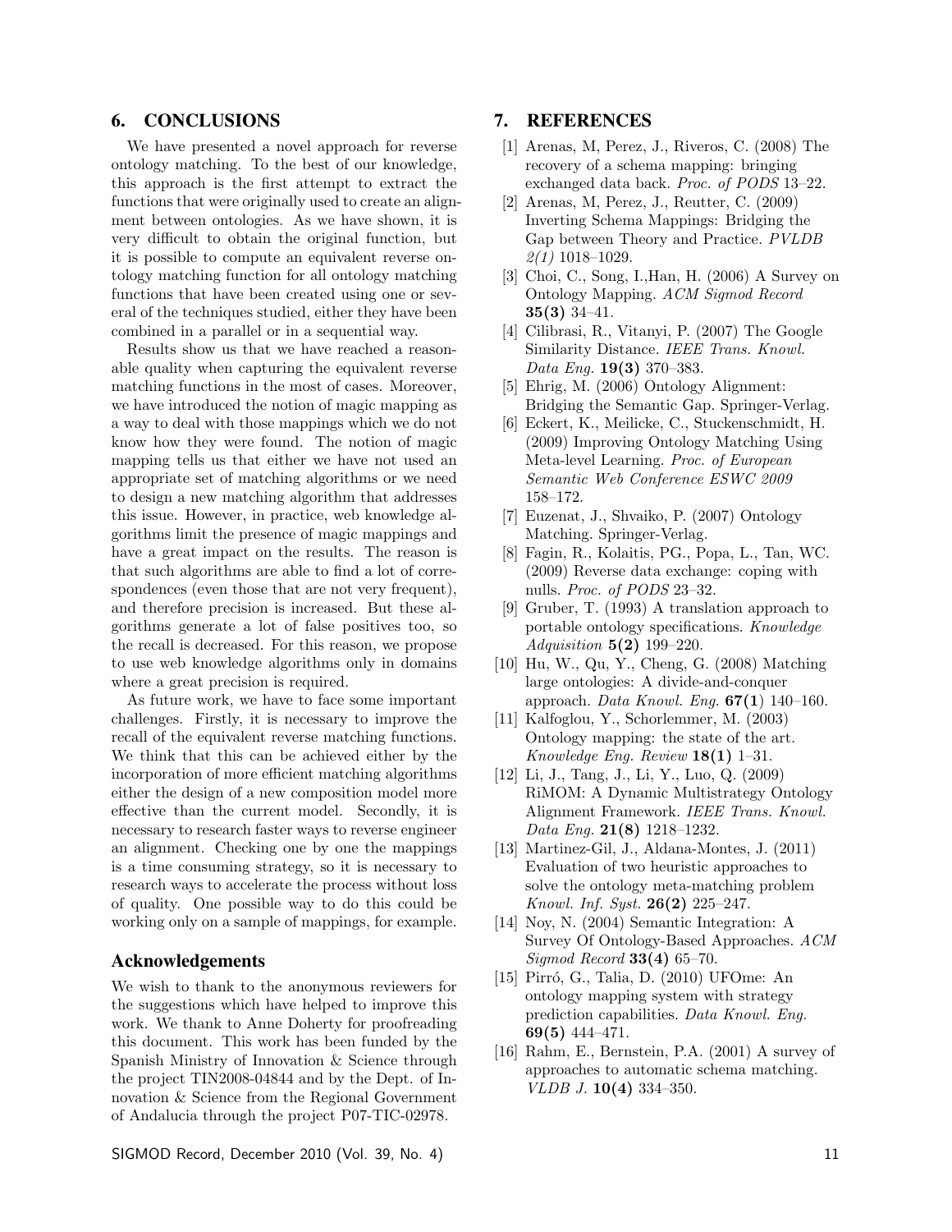## 6. CONCLUSIONS

We have presented a novel approach for reverse ontology matching. To the best of our knowledge, this approach is the first attempt to extract the functions that were originally used to create an alignment between ontologies. As we have shown, it is very difficult to obtain the original function, but it is possible to compute an equivalent reverse ontology matching function for all ontology matching functions that have been created using one or several of the techniques studied, either they have been combined in a parallel or in a sequential way.

Results show us that we have reached a reasonable quality when capturing the equivalent reverse matching functions in the most of cases. Moreover, we have introduced the notion of magic mapping as a way to deal with those mappings which we do not know how they were found. The notion of magic mapping tells us that either we have not used an appropriate set of matching algorithms or we need to design a new matching algorithm that addresses this issue. However, in practice, web knowledge algorithms limit the presence of magic mappings and have a great impact on the results. The reason is that such algorithms are able to find a lot of correspondences (even those that are not very frequent), and therefore precision is increased. But these algorithms generate a lot of false positives too, so the recall is decreased. For this reason, we propose to use web knowledge algorithms only in domains where a great precision is required.

As future work, we have to face some important challenges. Firstly, it is necessary to improve the recall of the equivalent reverse matching functions. We think that this can be achieved either by the incorporation of more efficient matching algorithms either the design of a new composition model more effective than the current model. Secondly, it is necessary to research faster ways to reverse engineer an alignment. Checking one by one the mappings is a time consuming strategy, so it is necessary to research ways to accelerate the process without loss of quality. One possible way to do this could be working only on a sample of mappings, for example.

### Acknowledgements

We wish to thank to the anonymous reviewers for the suggestions which have helped to improve this work. We thank to Anne Doherty for proofreading this document. This work has been funded by the Spanish Ministry of Innovation & Science through the project TIN2008-04844 and by the Dept. of Innovation & Science from the Regional Government of Andalucia through the project P07-TIC-02978.

## 7. REFERENCES

[1] Arenas, M, Perez, J., Riveros, C. (2008) The recovery of a schema mapping: bringing exchanged data back. *Proc. of PODS* 13–22.

[2] Arenas, M, Perez, J., Reutter, C. (2009) Inverting Schema Mappings: Bridging the Gap between Theory and Practice. *PVLDB 2(1)* 1018–1029.

[3] Choi, C., Song, I.,Han, H. (2006) A Survey on Ontology Mapping. *ACM Sigmod Record* **35(3)** 34–41.

[4] Cilibrasi, R., Vitanyi, P. (2007) The Google Similarity Distance. *IEEE Trans. Knowl. Data Eng.* **19(3)** 370–383.

[5] Ehrig, M. (2006) Ontology Alignment: Bridging the Semantic Gap. Springer-Verlag.

[6] Eckert, K., Meilicke, C., Stuckenschmidt, H. (2009) Improving Ontology Matching Using Meta-level Learning. *Proc. of European Semantic Web Conference ESWC 2009* 158–172.

[7] Euzenat, J., Shvaiko, P. (2007) Ontology Matching. Springer-Verlag.

[8] Fagin, R., Kolaitis, PG., Popa, L., Tan, WC. (2009) Reverse data exchange: coping with nulls. *Proc. of PODS* 23–32.

[9] Gruber, T. (1993) A translation approach to portable ontology specifications. *Knowledge Adquisition* **5(2)** 199–220.

[10] Hu, W., Qu, Y., Cheng, G. (2008) Matching large ontologies: A divide-and-conquer approach. *Data Knowl. Eng.* **67(1**) 140–160.

[11] Kalfoglou, Y., Schorlemmer, M. (2003) Ontology mapping: the state of the art. *Knowledge Eng. Review* **18(1)** 1–31.

[12] Li, J., Tang, J., Li, Y., Luo, Q. (2009) RiMOM: A Dynamic Multistrategy Ontology Alignment Framework. *IEEE Trans. Knowl. Data Eng.* **21(8)** 1218–1232.

[13] Martinez-Gil, J., Aldana-Montes, J. (2011) Evaluation of two heuristic approaches to solve the ontology meta-matching problem *Knowl. Inf. Syst.* **26(2)** 225–247.

[14] Noy, N. (2004) Semantic Integration: A Survey Of Ontology-Based Approaches. *ACM Sigmod Record* **33(4)** 65–70.

[15] Pirró, G., Talia, D. (2010) UFOme: An ontology mapping system with strategy prediction capabilities. *Data Knowl. Eng.* **69(5)** 444–471.

[16] Rahm, E., Bernstein, P.A. (2001) A survey of approaches to automatic schema matching. *VLDB J.* **10(4)** 334–350.